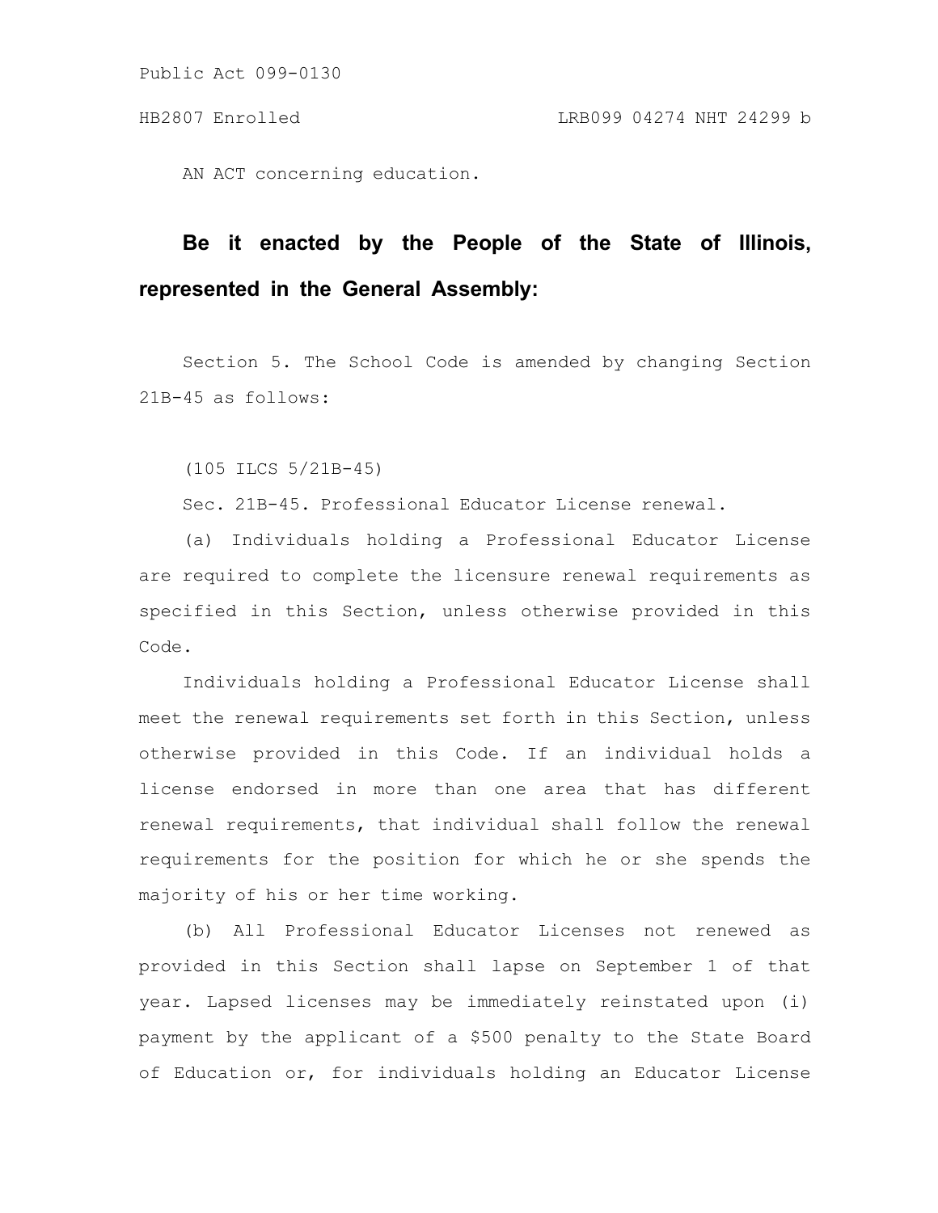Public Act 099-0130

HB2807 Enrolled LRB099 04274 NHT 24299 b

AN ACT concerning education.

**Be it enacted by the People of the State of Illinois, represented in the General Assembly:**

Section 5. The School Code is amended by changing Section 21B-45 as follows:

(105 ILCS 5/21B-45)

Sec. 21B-45. Professional Educator License renewal.

(a) Individuals holding a Professional Educator License are required to complete the licensure renewal requirements as specified in this Section, unless otherwise provided in this Code.

Individuals holding a Professional Educator License shall meet the renewal requirements set forth in this Section, unless otherwise provided in this Code. If an individual holds a license endorsed in more than one area that has different renewal requirements, that individual shall follow the renewal requirements for the position for which he or she spends the majority of his or her time working.

(b) All Professional Educator Licenses not renewed as provided in this Section shall lapse on September 1 of that year. Lapsed licenses may be immediately reinstated upon (i) payment by the applicant of a $500 penalty to the State Board of Education or, for individuals holding an Educator License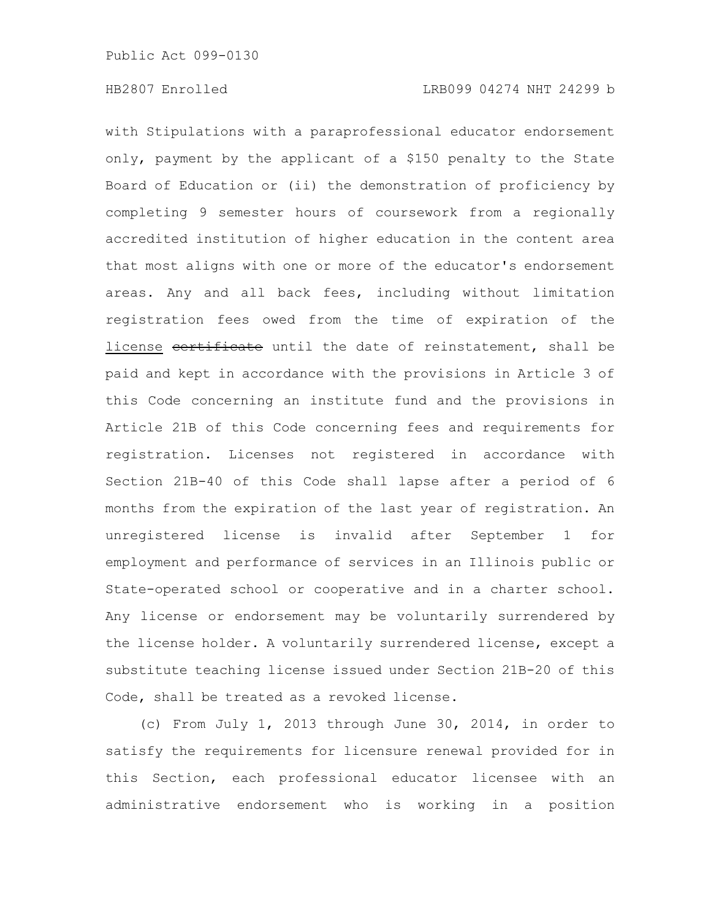with Stipulations with a paraprofessional educator endorsement only, payment by the applicant of a $150 penalty to the State Board of Education or (ii) the demonstration of proficiency by completing 9 semester hours of coursework from a regionally accredited institution of higher education in the content area that most aligns with one or more of the educator's endorsement areas. Any and all back fees, including without limitation registration fees owed from the time of expiration of the license ~~certificate~~ until the date of reinstatement, shall be paid and kept in accordance with the provisions in Article 3 of this Code concerning an institute fund and the provisions in Article 21B of this Code concerning fees and requirements for registration. Licenses not registered in accordance with Section 21B-40 of this Code shall lapse after a period of 6 months from the expiration of the last year of registration. An unregistered license is invalid after September 1 for employment and performance of services in an Illinois public or State-operated school or cooperative and in a charter school. Any license or endorsement may be voluntarily surrendered by the license holder. A voluntarily surrendered license, except a substitute teaching license issued under Section 21B-20 of this Code, shall be treated as a revoked license.

(c) From July 1, 2013 through June 30, 2014, in order to satisfy the requirements for licensure renewal provided for in this Section, each professional educator licensee with an administrative endorsement who is working in a position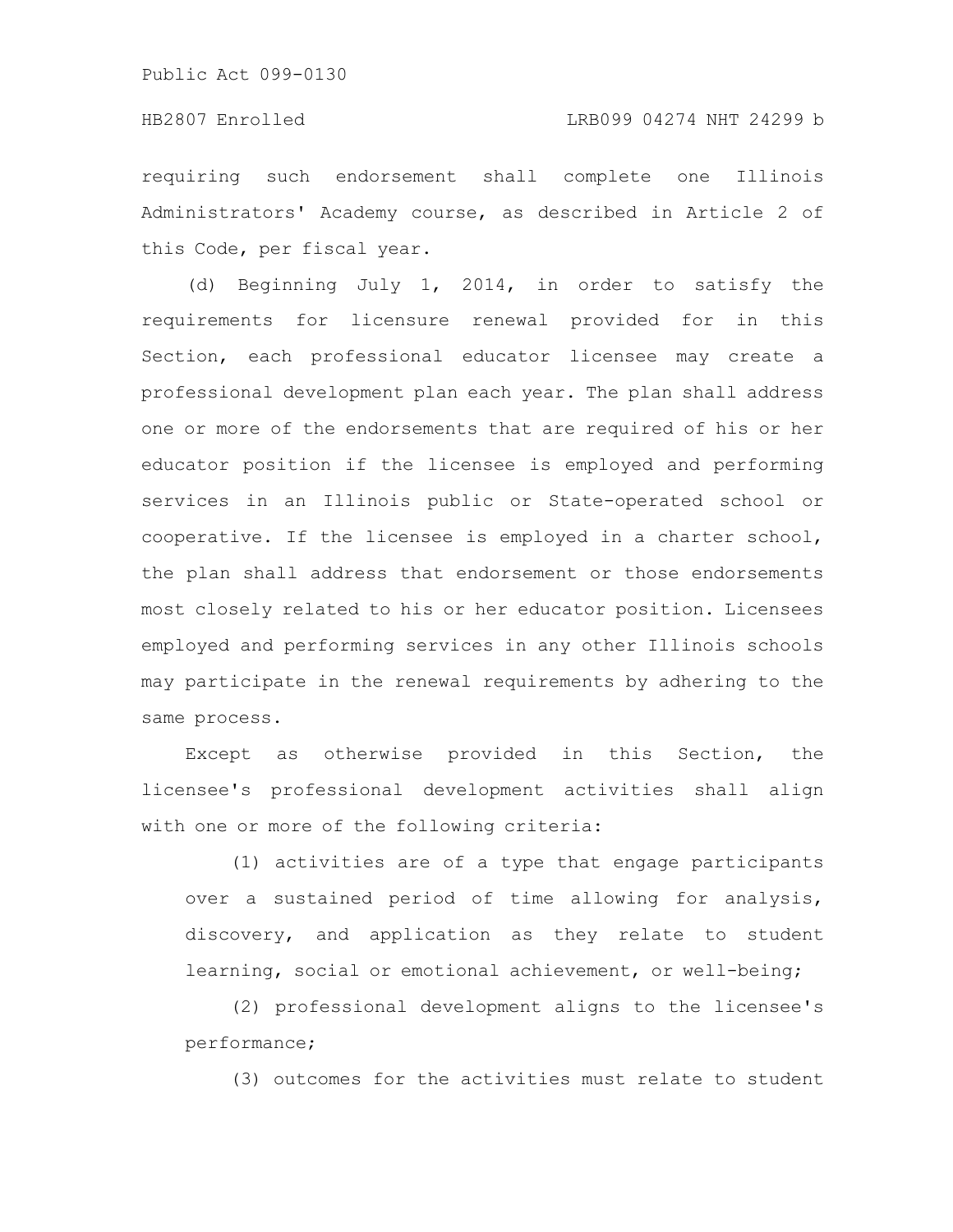requiring such endorsement shall complete one Illinois Administrators' Academy course, as described in Article 2 of this Code, per fiscal year.

(d) Beginning July 1, 2014, in order to satisfy the requirements for licensure renewal provided for in this Section, each professional educator licensee may create a professional development plan each year. The plan shall address one or more of the endorsements that are required of his or her educator position if the licensee is employed and performing services in an Illinois public or State-operated school or cooperative. If the licensee is employed in a charter school, the plan shall address that endorsement or those endorsements most closely related to his or her educator position. Licensees employed and performing services in any other Illinois schools may participate in the renewal requirements by adhering to the same process.

Except as otherwise provided in this Section, the licensee's professional development activities shall align with one or more of the following criteria:

(1) activities are of a type that engage participants over a sustained period of time allowing for analysis, discovery, and application as they relate to student learning, social or emotional achievement, or well-being;

(2) professional development aligns to the licensee's performance;

(3) outcomes for the activities must relate to student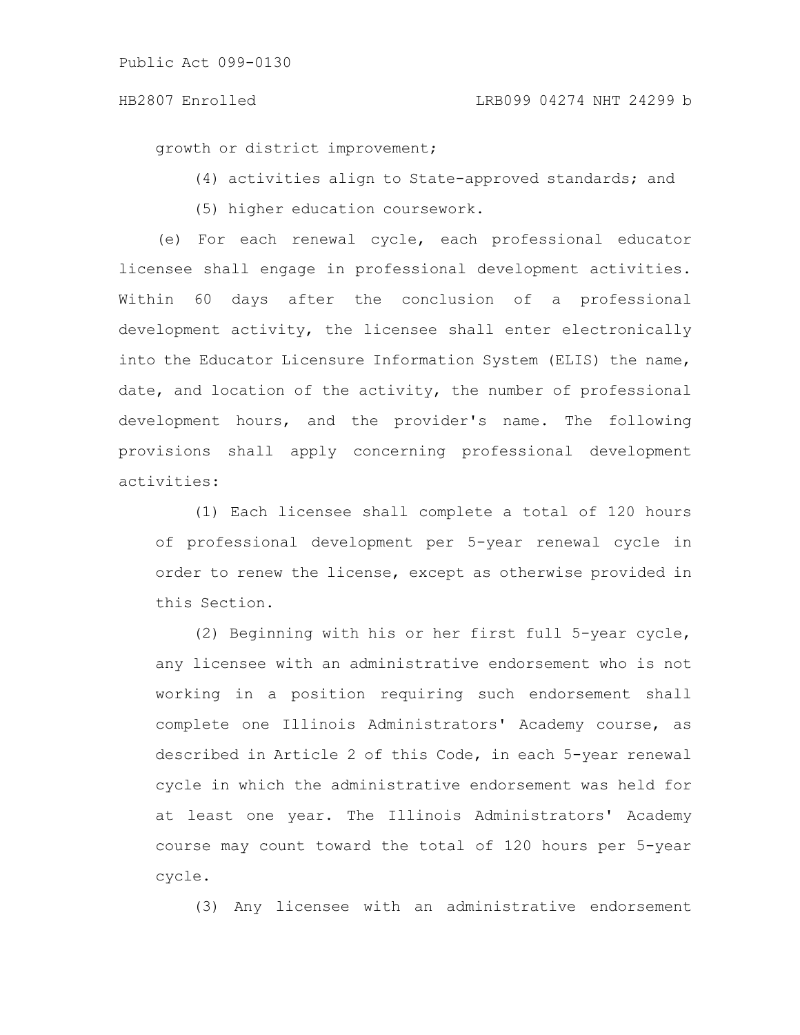growth or district improvement;

(4) activities align to State-approved standards; and

(5) higher education coursework.

(e) For each renewal cycle, each professional educator licensee shall engage in professional development activities. Within 60 days after the conclusion of a professional development activity, the licensee shall enter electronically into the Educator Licensure Information System (ELIS) the name, date, and location of the activity, the number of professional development hours, and the provider's name. The following provisions shall apply concerning professional development activities:

(1) Each licensee shall complete a total of 120 hours of professional development per 5-year renewal cycle in order to renew the license, except as otherwise provided in this Section.

(2) Beginning with his or her first full 5-year cycle, any licensee with an administrative endorsement who is not working in a position requiring such endorsement shall complete one Illinois Administrators' Academy course, as described in Article 2 of this Code, in each 5-year renewal cycle in which the administrative endorsement was held for at least one year. The Illinois Administrators' Academy course may count toward the total of 120 hours per 5-year cycle.

(3) Any licensee with an administrative endorsement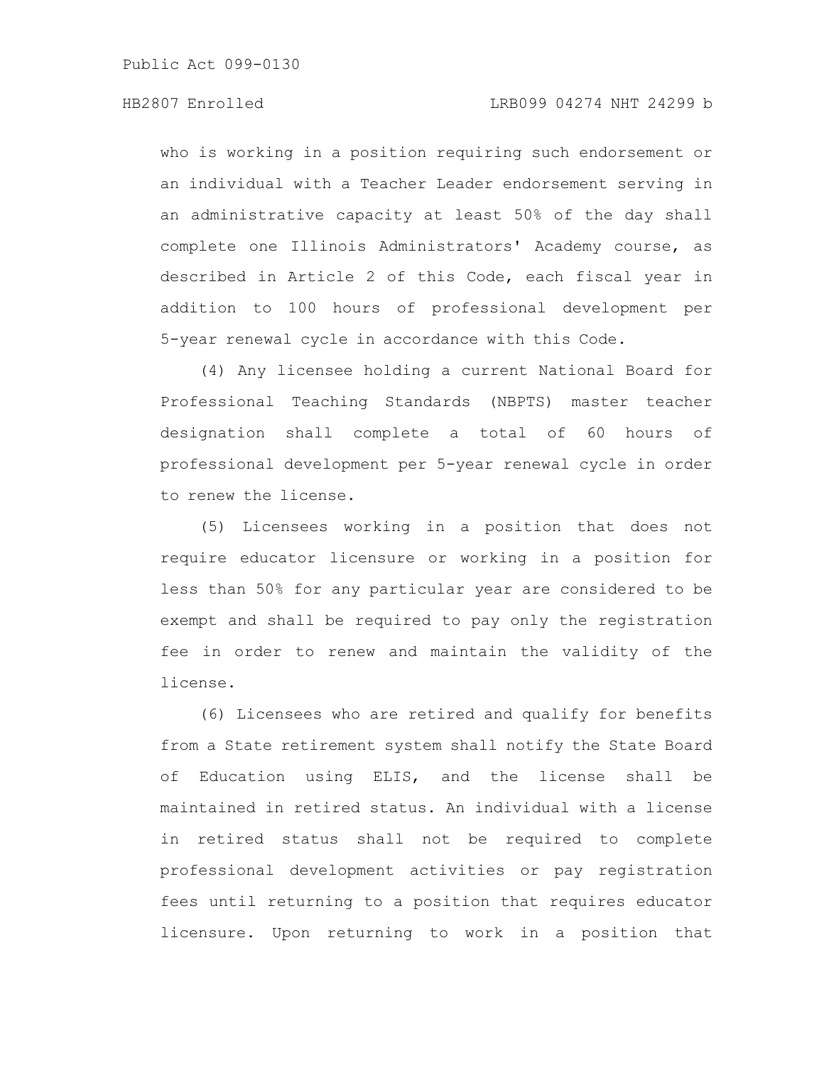who is working in a position requiring such endorsement or an individual with a Teacher Leader endorsement serving in an administrative capacity at least 50% of the day shall complete one Illinois Administrators' Academy course, as described in Article 2 of this Code, each fiscal year in addition to 100 hours of professional development per 5-year renewal cycle in accordance with this Code.

(4) Any licensee holding a current National Board for Professional Teaching Standards (NBPTS) master teacher designation shall complete a total of 60 hours of professional development per 5-year renewal cycle in order to renew the license.

(5) Licensees working in a position that does not require educator licensure or working in a position for less than 50% for any particular year are considered to be exempt and shall be required to pay only the registration fee in order to renew and maintain the validity of the license.

(6) Licensees who are retired and qualify for benefits from a State retirement system shall notify the State Board of Education using ELIS, and the license shall be maintained in retired status. An individual with a license in retired status shall not be required to complete professional development activities or pay registration fees until returning to a position that requires educator licensure. Upon returning to work in a position that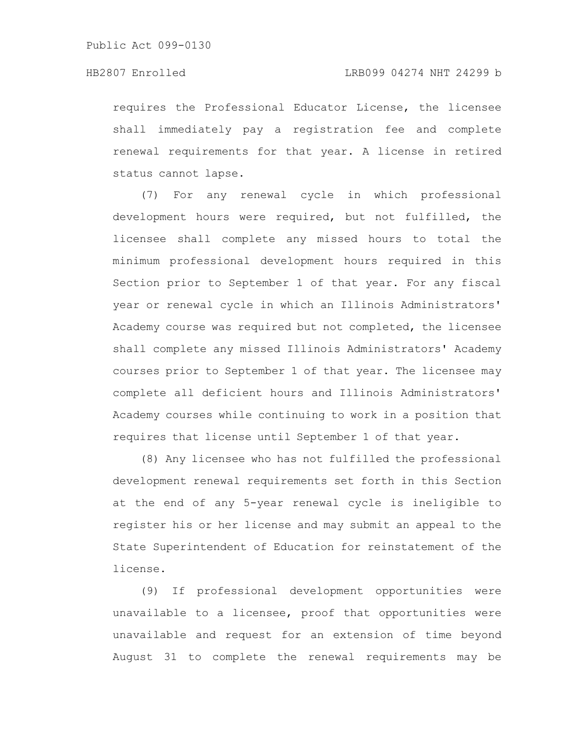requires the Professional Educator License, the licensee shall immediately pay a registration fee and complete renewal requirements for that year. A license in retired status cannot lapse.

(7) For any renewal cycle in which professional development hours were required, but not fulfilled, the licensee shall complete any missed hours to total the minimum professional development hours required in this Section prior to September 1 of that year. For any fiscal year or renewal cycle in which an Illinois Administrators' Academy course was required but not completed, the licensee shall complete any missed Illinois Administrators' Academy courses prior to September 1 of that year. The licensee may complete all deficient hours and Illinois Administrators' Academy courses while continuing to work in a position that requires that license until September 1 of that year.

(8) Any licensee who has not fulfilled the professional development renewal requirements set forth in this Section at the end of any 5-year renewal cycle is ineligible to register his or her license and may submit an appeal to the State Superintendent of Education for reinstatement of the license.

(9) If professional development opportunities were unavailable to a licensee, proof that opportunities were unavailable and request for an extension of time beyond August 31 to complete the renewal requirements may be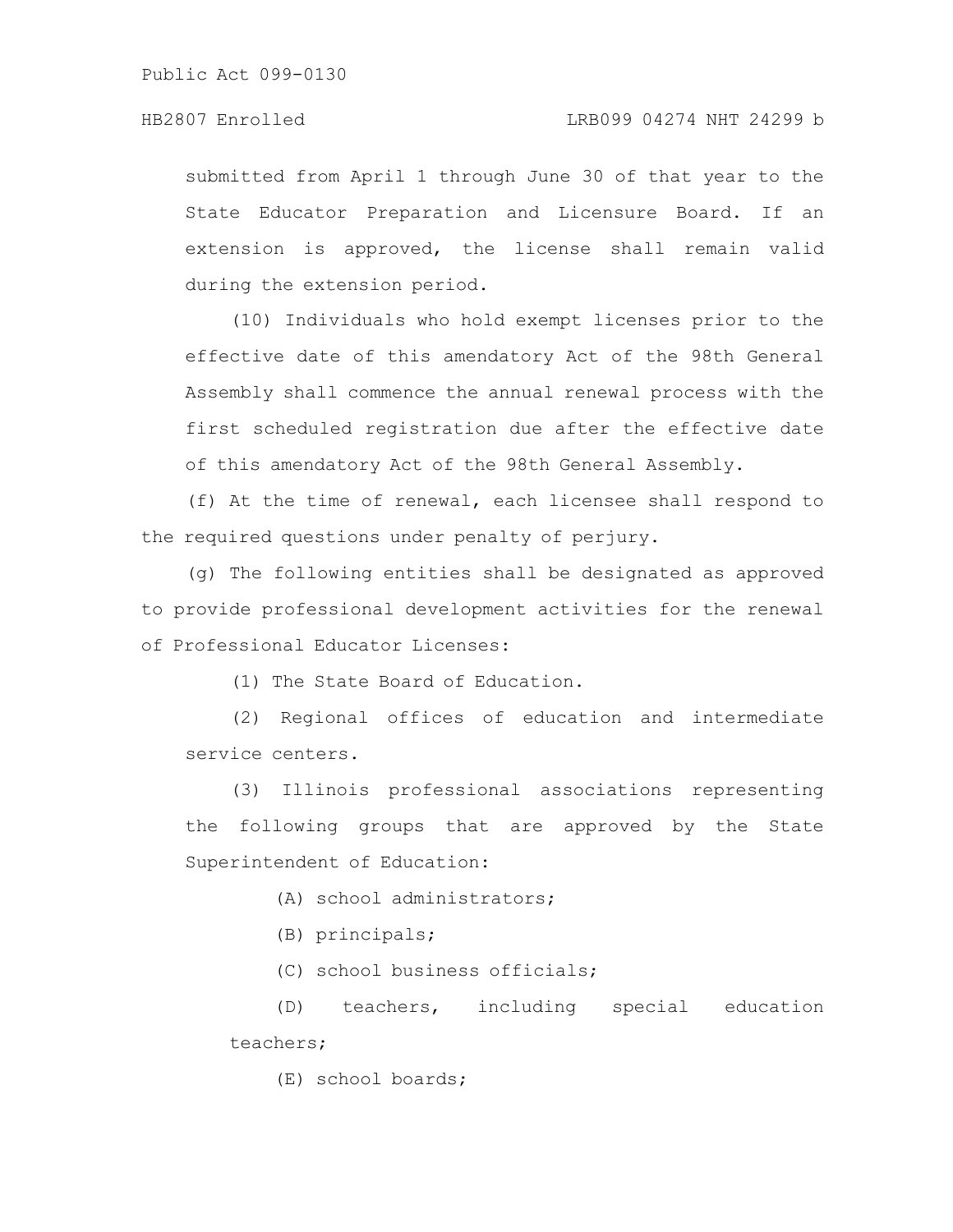submitted from April 1 through June 30 of that year to the State Educator Preparation and Licensure Board. If an extension is approved, the license shall remain valid during the extension period.

(10) Individuals who hold exempt licenses prior to the effective date of this amendatory Act of the 98th General Assembly shall commence the annual renewal process with the first scheduled registration due after the effective date of this amendatory Act of the 98th General Assembly.

(f) At the time of renewal, each licensee shall respond to the required questions under penalty of perjury.

(g) The following entities shall be designated as approved to provide professional development activities for the renewal of Professional Educator Licenses:

(1) The State Board of Education.

(2) Regional offices of education and intermediate service centers.

(3) Illinois professional associations representing the following groups that are approved by the State Superintendent of Education:

(A) school administrators;

(B) principals;

(C) school business officials;

(D) teachers, including special education teachers;

(E) school boards;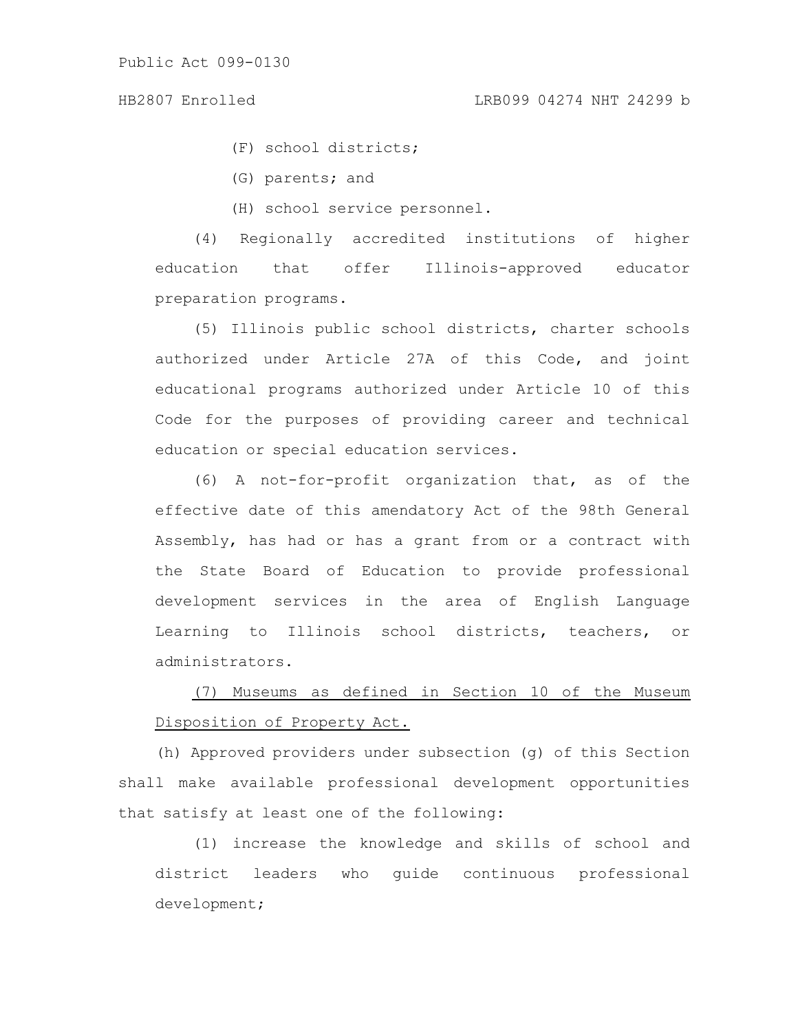(F) school districts;

(G) parents; and

(H) school service personnel.

(4) Regionally accredited institutions of higher education that offer Illinois-approved educator preparation programs.

(5) Illinois public school districts, charter schools authorized under Article 27A of this Code, and joint educational programs authorized under Article 10 of this Code for the purposes of providing career and technical education or special education services.

(6) A not-for-profit organization that, as of the effective date of this amendatory Act of the 98th General Assembly, has had or has a grant from or a contract with the State Board of Education to provide professional development services in the area of English Language Learning to Illinois school districts, teachers, or administrators.

<u>(7) Museums as defined in Section 10 of the Museum Disposition of Property Act.</u>

(h) Approved providers under subsection (g) of this Section shall make available professional development opportunities that satisfy at least one of the following:

(1) increase the knowledge and skills of school and district leaders who guide continuous professional development;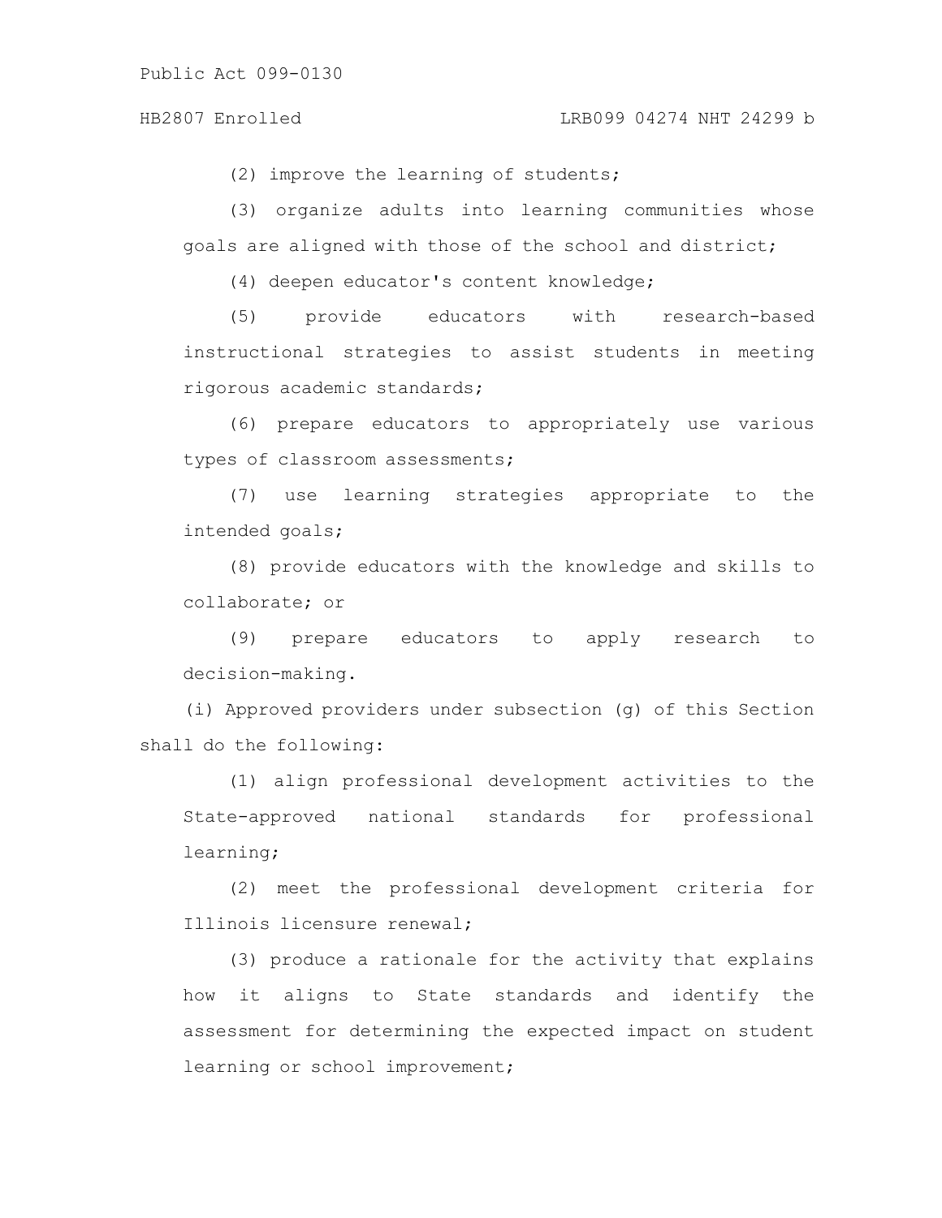(2) improve the learning of students;

(3) organize adults into learning communities whose goals are aligned with those of the school and district;

(4) deepen educator's content knowledge;

(5) provide educators with research-based instructional strategies to assist students in meeting rigorous academic standards;

(6) prepare educators to appropriately use various types of classroom assessments;

(7) use learning strategies appropriate to the intended goals;

(8) provide educators with the knowledge and skills to collaborate; or

(9) prepare educators to apply research to decision-making.

(i) Approved providers under subsection (g) of this Section shall do the following:

(1) align professional development activities to the State-approved national standards for professional learning;

(2) meet the professional development criteria for Illinois licensure renewal;

(3) produce a rationale for the activity that explains how it aligns to State standards and identify the assessment for determining the expected impact on student learning or school improvement;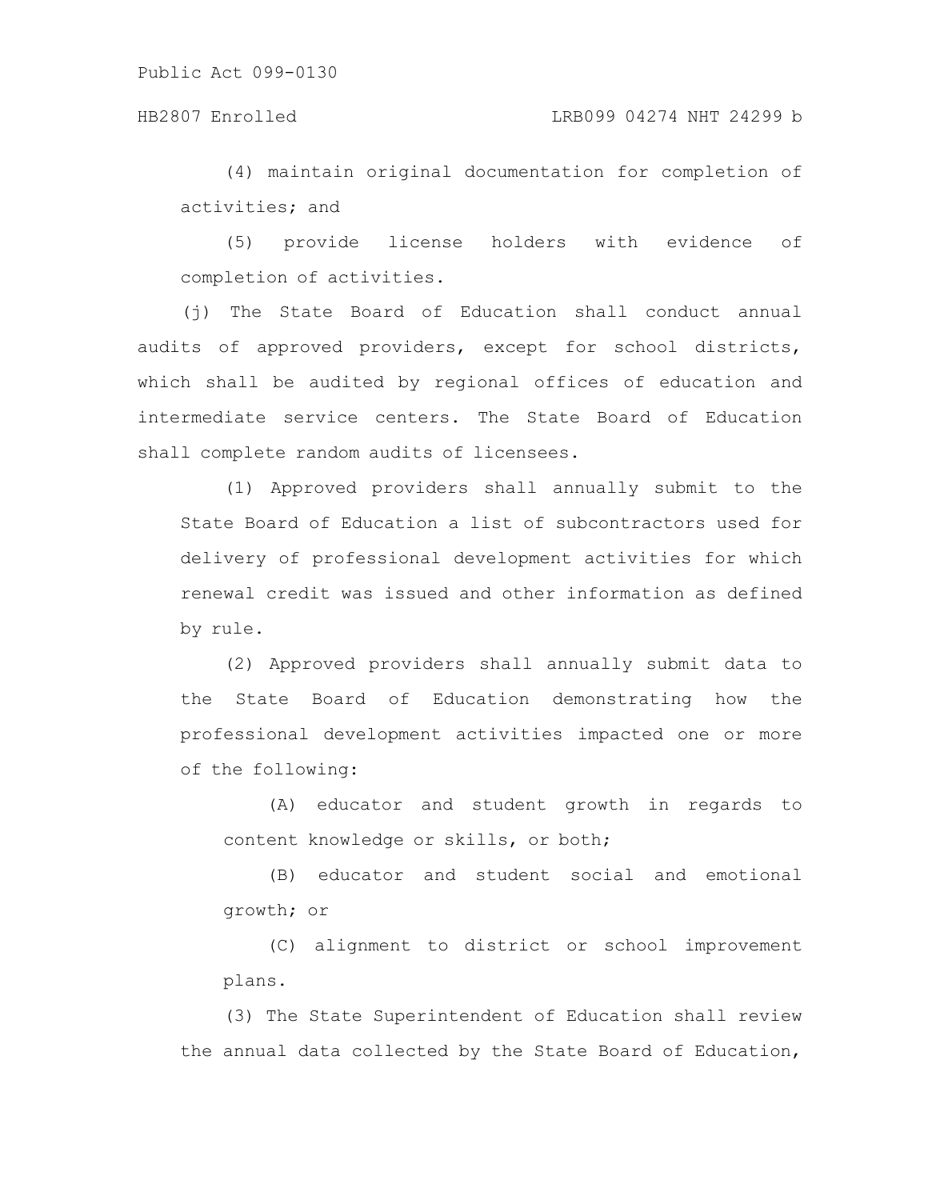(4) maintain original documentation for completion of activities; and

(5) provide license holders with evidence of completion of activities.

(j) The State Board of Education shall conduct annual audits of approved providers, except for school districts, which shall be audited by regional offices of education and intermediate service centers. The State Board of Education shall complete random audits of licensees.

(1) Approved providers shall annually submit to the State Board of Education a list of subcontractors used for delivery of professional development activities for which renewal credit was issued and other information as defined by rule.

(2) Approved providers shall annually submit data to the State Board of Education demonstrating how the professional development activities impacted one or more of the following:

(A) educator and student growth in regards to content knowledge or skills, or both;

(B) educator and student social and emotional growth; or

(C) alignment to district or school improvement plans.

(3) The State Superintendent of Education shall review the annual data collected by the State Board of Education,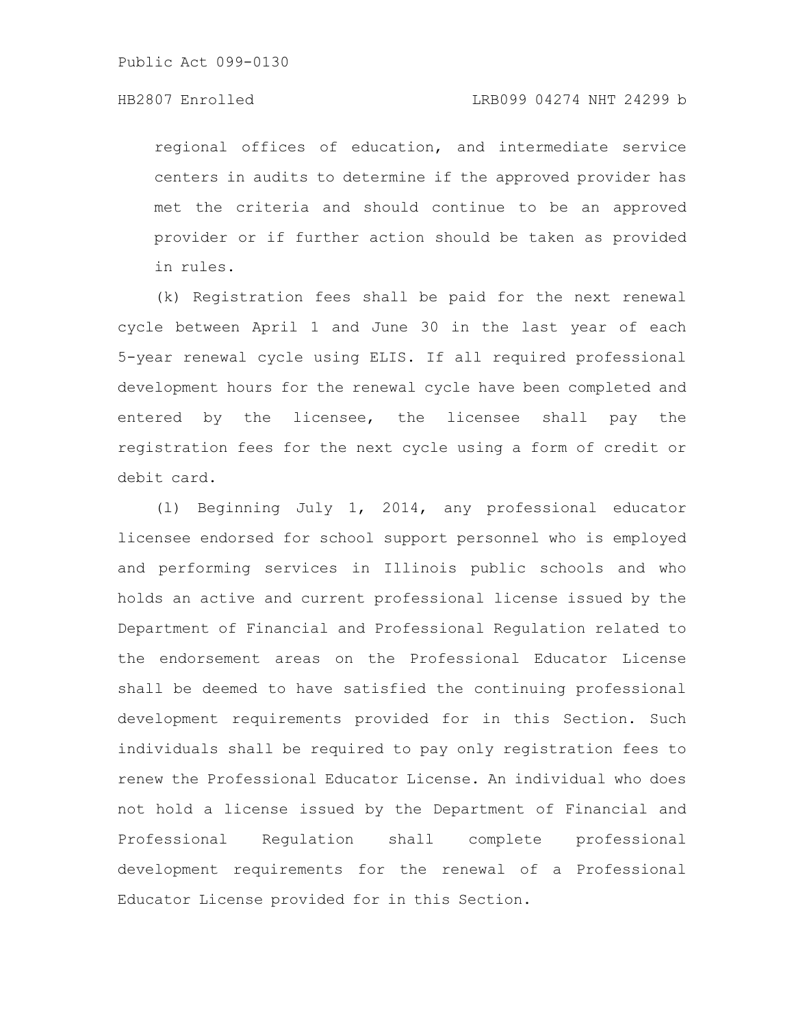regional offices of education, and intermediate service centers in audits to determine if the approved provider has met the criteria and should continue to be an approved provider or if further action should be taken as provided in rules.

(k) Registration fees shall be paid for the next renewal cycle between April 1 and June 30 in the last year of each 5-year renewal cycle using ELIS. If all required professional development hours for the renewal cycle have been completed and entered by the licensee, the licensee shall pay the registration fees for the next cycle using a form of credit or debit card.

(l) Beginning July 1, 2014, any professional educator licensee endorsed for school support personnel who is employed and performing services in Illinois public schools and who holds an active and current professional license issued by the Department of Financial and Professional Regulation related to the endorsement areas on the Professional Educator License shall be deemed to have satisfied the continuing professional development requirements provided for in this Section. Such individuals shall be required to pay only registration fees to renew the Professional Educator License. An individual who does not hold a license issued by the Department of Financial and Professional Regulation shall complete professional development requirements for the renewal of a Professional Educator License provided for in this Section.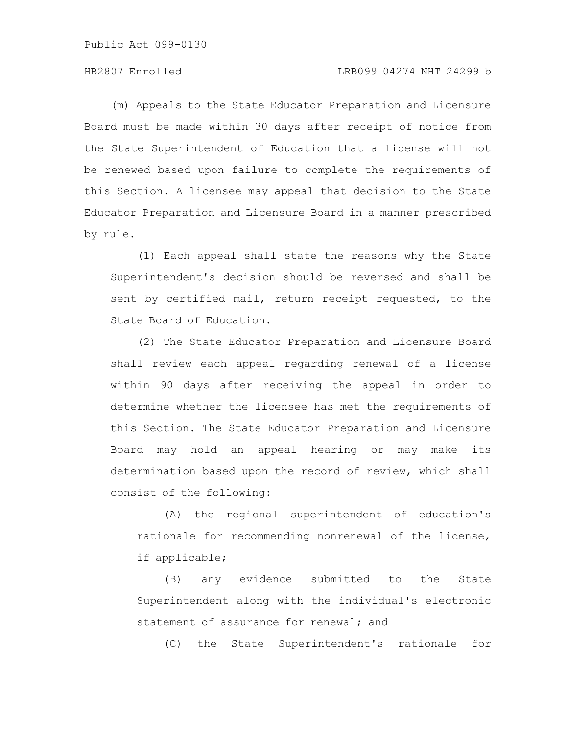(m) Appeals to the State Educator Preparation and Licensure Board must be made within 30 days after receipt of notice from the State Superintendent of Education that a license will not be renewed based upon failure to complete the requirements of this Section. A licensee may appeal that decision to the State Educator Preparation and Licensure Board in a manner prescribed by rule.

(1) Each appeal shall state the reasons why the State Superintendent's decision should be reversed and shall be sent by certified mail, return receipt requested, to the State Board of Education.

(2) The State Educator Preparation and Licensure Board shall review each appeal regarding renewal of a license within 90 days after receiving the appeal in order to determine whether the licensee has met the requirements of this Section. The State Educator Preparation and Licensure Board may hold an appeal hearing or may make its determination based upon the record of review, which shall consist of the following:

(A) the regional superintendent of education's rationale for recommending nonrenewal of the license, if applicable;

(B) any evidence submitted to the State Superintendent along with the individual's electronic statement of assurance for renewal; and

(C) the State Superintendent's rationale for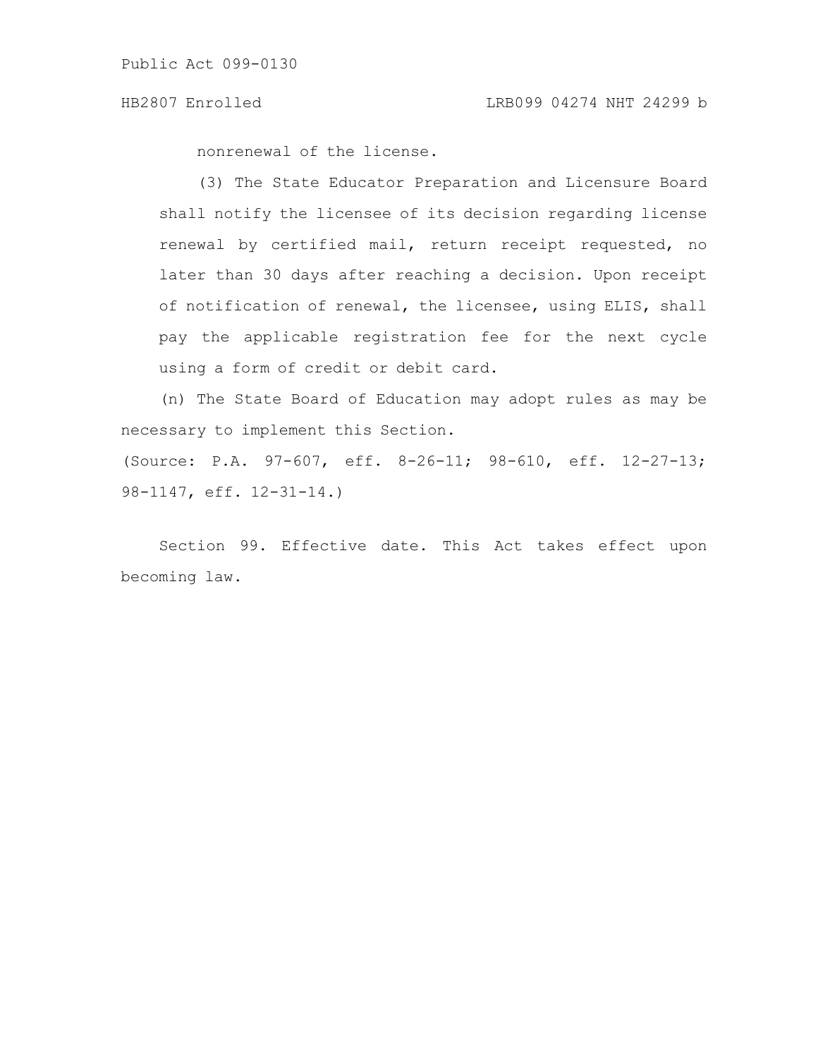nonrenewal of the license.

(3) The State Educator Preparation and Licensure Board shall notify the licensee of its decision regarding license renewal by certified mail, return receipt requested, no later than 30 days after reaching a decision. Upon receipt of notification of renewal, the licensee, using ELIS, shall pay the applicable registration fee for the next cycle using a form of credit or debit card.

(n) The State Board of Education may adopt rules as may be necessary to implement this Section.

(Source: P.A. 97-607, eff. 8-26-11; 98-610, eff. 12-27-13; 98-1147, eff. 12-31-14.)

Section 99. Effective date. This Act takes effect upon becoming law.